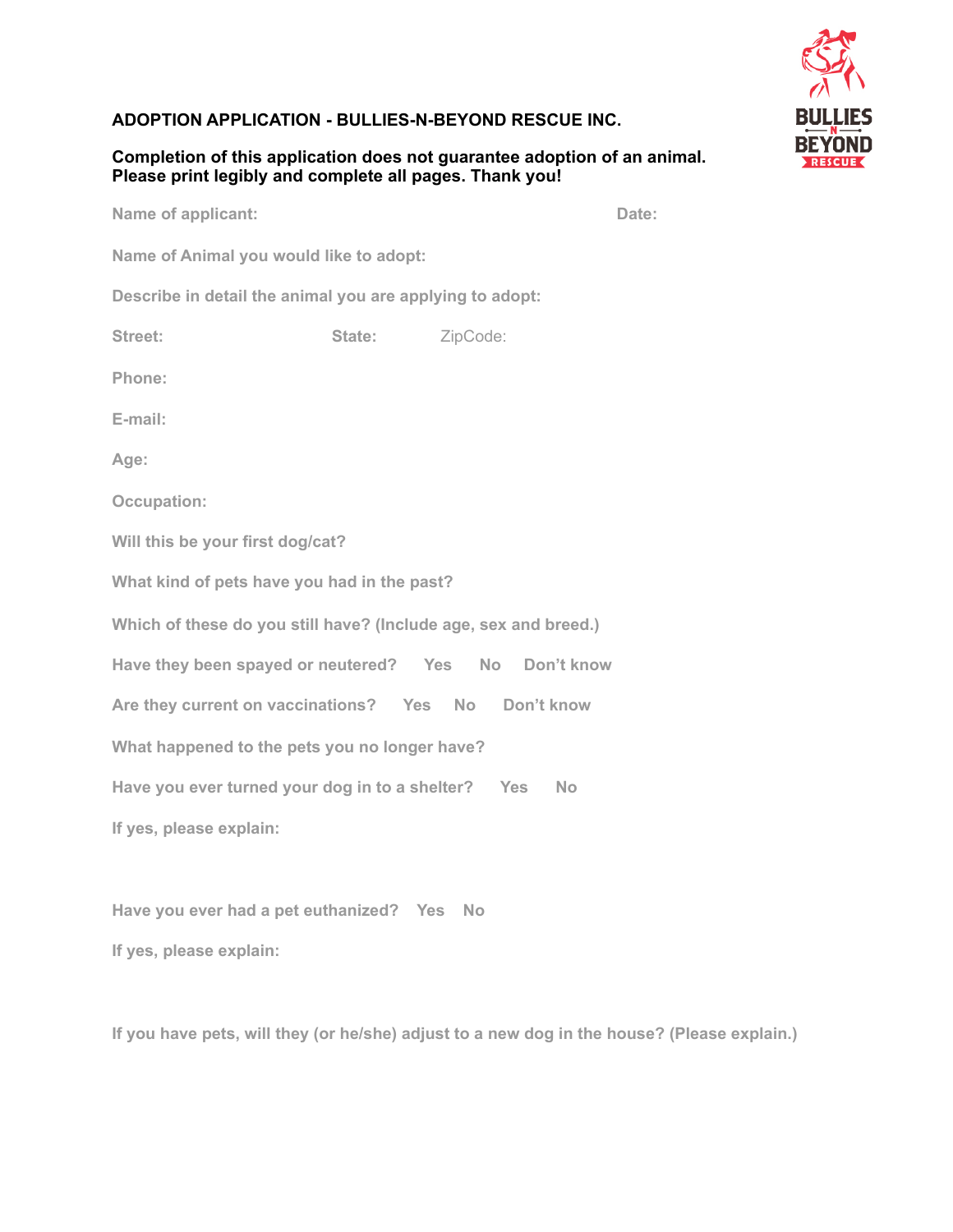BULLIES N BEYOND RESCUE

## ADOPTION APPLICATION - BULLIES-N-BEYOND RESCUE INC.

**Completion of this application does not guarantee adoption of an animal.**
**Please print legibly and complete all pages. Thank you!**

**Name of applicant:** **Date:**

**Name of Animal you would like to adopt:**

**Describe in detail the animal you are applying to adopt:**

**Street:** **State:** ZipCode:

**Phone:**

**E-mail:**

**Age:**

**Occupation:**

**Will this be your first dog/cat?**

**What kind of pets have you had in the past?**

**Which of these do you still have? (Include age, sex and breed.)**

**Have they been spayed or neutered?** Yes No Don't know

**Are they current on vaccinations?** Yes No Don't know

**What happened to the pets you no longer have?**

**Have you ever turned your dog in to a shelter?** Yes No

**If yes, please explain:**

**Have you ever had a pet euthanized?** Yes No

**If yes, please explain:**

**If you have pets, will they (or he/she) adjust to a new dog in the house? (Please explain.)**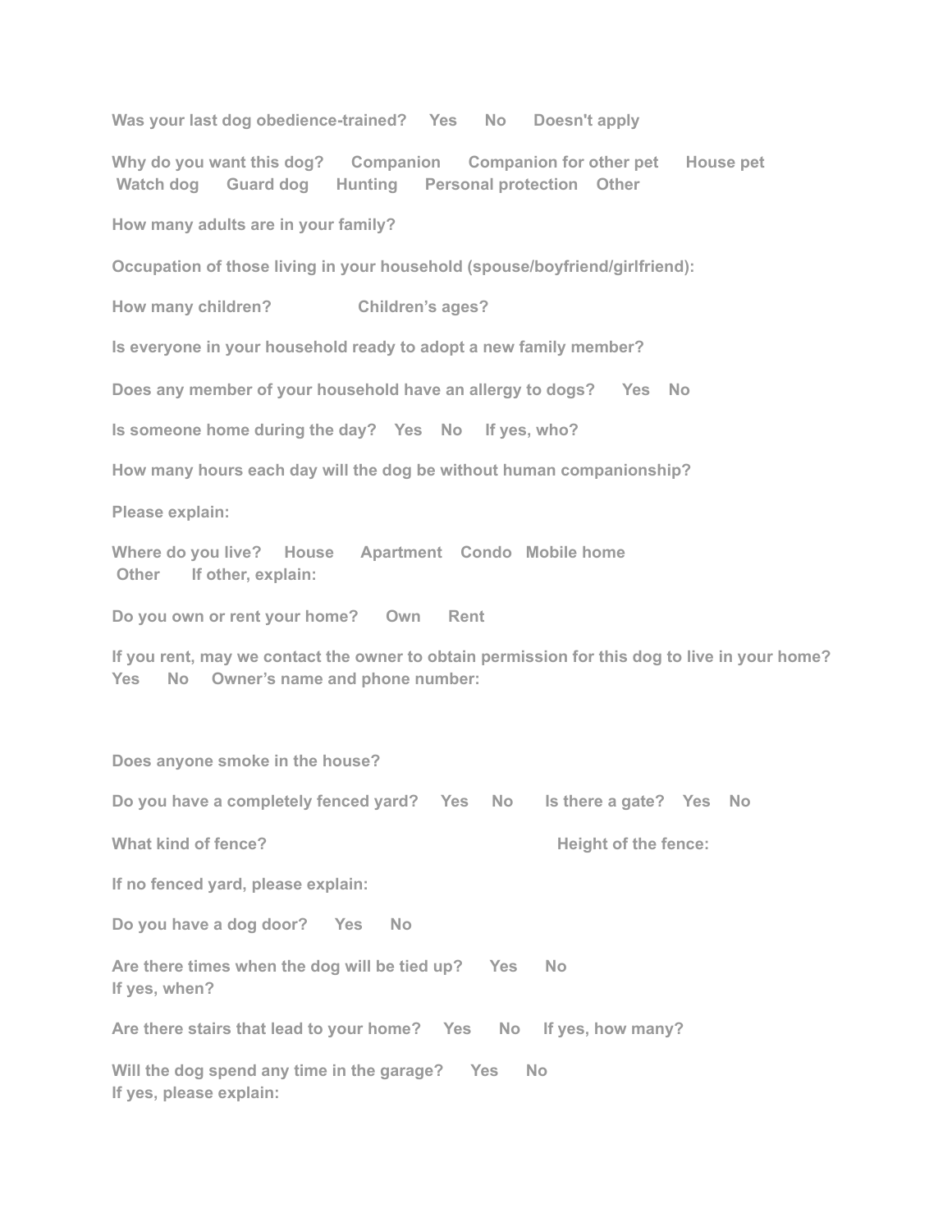**Was your last dog obedience-trained?   Yes   No   Doesn't apply**

**Why do you want this dog?   Companion   Companion for other pet   House pet   Watch dog   Guard dog   Hunting   Personal protection   Other**

**How many adults are in your family?**

**Occupation of those living in your household (spouse/boyfriend/girlfriend):**

**How many children?   Children's ages?**

**Is everyone in your household ready to adopt a new family member?**

**Does any member of your household have an allergy to dogs?   Yes   No**

**Is someone home during the day?   Yes   No   If yes, who?**

**How many hours each day will the dog be without human companionship?**

**Please explain:**

**Where do you live?   House   Apartment   Condo   Mobile home   Other   If other, explain:**

**Do you own or rent your home?   Own   Rent**

**If you rent, may we contact the owner to obtain permission for this dog to live in your home?   Yes   No   Owner's name and phone number:**

**Does anyone smoke in the house?**

**Do you have a completely fenced yard?   Yes   No   Is there a gate?   Yes   No**

**What kind of fence?   Height of the fence:**

**If no fenced yard, please explain:**

**Do you have a dog door?   Yes   No**

**Are there times when the dog will be tied up?   Yes   No**
**If yes, when?**

**Are there stairs that lead to your home?   Yes   No   If yes, how many?**

**Will the dog spend any time in the garage?   Yes   No**
**If yes, please explain:**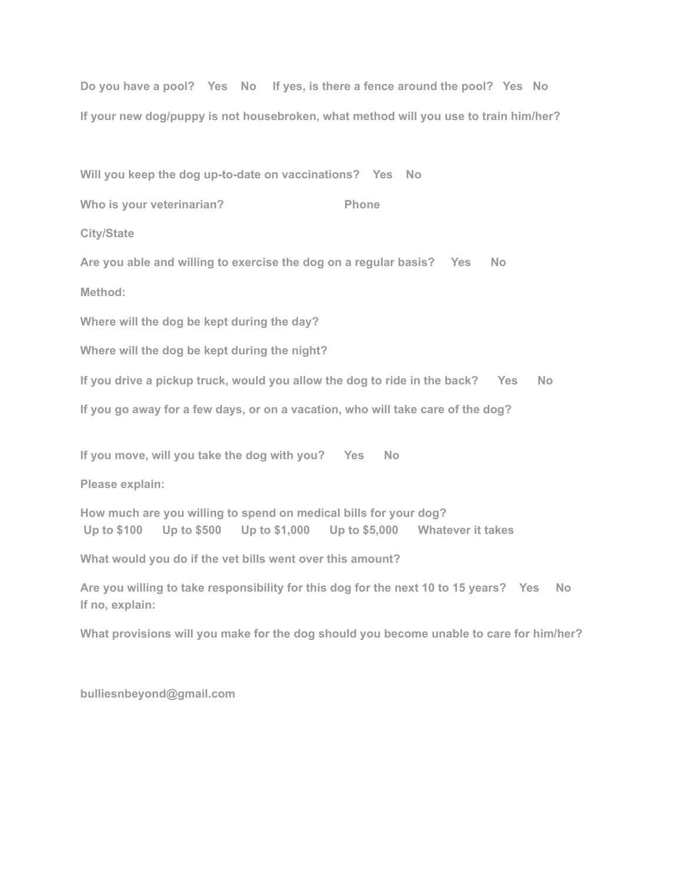**Do you have a pool?    Yes    No    If yes, is there a fence around the pool?   Yes   No**

**If your new dog/puppy is not housebroken, what method will you use to train him/her?**

**Will you keep the dog up-to-date on vaccinations?    Yes    No**

**Who is your veterinarian?                                Phone**

**City/State**

**Are you able and willing to exercise the dog on a regular basis?     Yes      No**

**Method:**

**Where will the dog be kept during the day?**

**Where will the dog be kept during the night?**

**If you drive a pickup truck, would you allow the dog to ride in the back?      Yes      No**

**If you go away for a few days, or on a vacation, who will take care of the dog?**

**If you move, will you take the dog with you?      Yes      No**

**Please explain:**

**How much are you willing to spend on medical bills for your dog?**
**Up to $100      Up to $500      Up to $1,000      Up to $5,000      Whatever it takes**

**What would you do if the vet bills went over this amount?**

**Are you willing to take responsibility for this dog for the next 10 to 15 years?    Yes     No**
**If no, explain:**

**What provisions will you make for the dog should you become unable to care for him/her?**

**bulliesnbeyond@gmail.com**